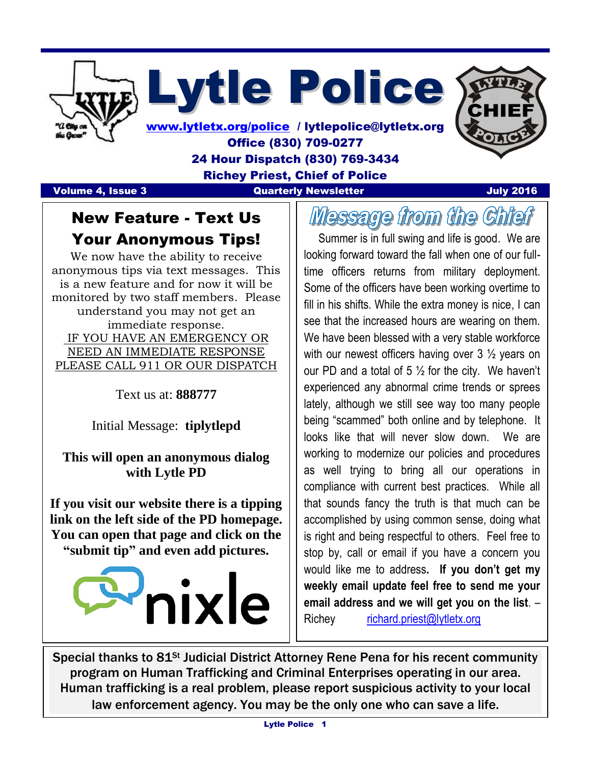# Lytle Police

www.lytletx.org/police / lytlepolice@lytletx.org
Office (830) 709-0277
24 Hour Dispatch (830) 769-3434
Richey Priest, Chief of Police

**Volume 4, Issue 3** | **Quarterly Newsletter** | **July 2016**

## New Feature - Text Us Your Anonymous Tips!

We now have the ability to receive anonymous tips via text messages. This is a new feature and for now it will be monitored by two staff members. Please understand you may not get an immediate response.

IF YOU HAVE AN EMERGENCY OR NEED AN IMMEDIATE RESPONSE PLEASE CALL 911 OR OUR DISPATCH

Text us at: **888777**

Initial Message: **tiplytlepd**

**This will open an anonymous dialog with Lytle PD**

**If you visit our website there is a tipping link on the left side of the PD homepage. You can open that page and click on the "submit tip" and even add pictures.**

nixle

## Message from the Chief

Summer is in full swing and life is good. We are looking forward toward the fall when one of our full-time officers returns from military deployment. Some of the officers have been working overtime to fill in his shifts. While the extra money is nice, I can see that the increased hours are wearing on them. We have been blessed with a very stable workforce with our newest officers having over 3 ½ years on our PD and a total of 5 ½ for the city. We haven't experienced any abnormal crime trends or sprees lately, although we still see way too many people being "scammed" both online and by telephone. It looks like that will never slow down. We are working to modernize our policies and procedures as well trying to bring all our operations in compliance with current best practices. While all that sounds fancy the truth is that much can be accomplished by using common sense, doing what is right and being respectful to others. Feel free to stop by, call or email if you have a concern you would like me to address. **If you don't get my weekly email update feel free to send me your email address and we will get you on the list**. – Richey richard.priest@lytletx.org

Special thanks to 81st Judicial District Attorney Rene Pena for his recent community program on Human Trafficking and Criminal Enterprises operating in our area. Human trafficking is a real problem, please report suspicious activity to your local law enforcement agency. You may be the only one who can save a life.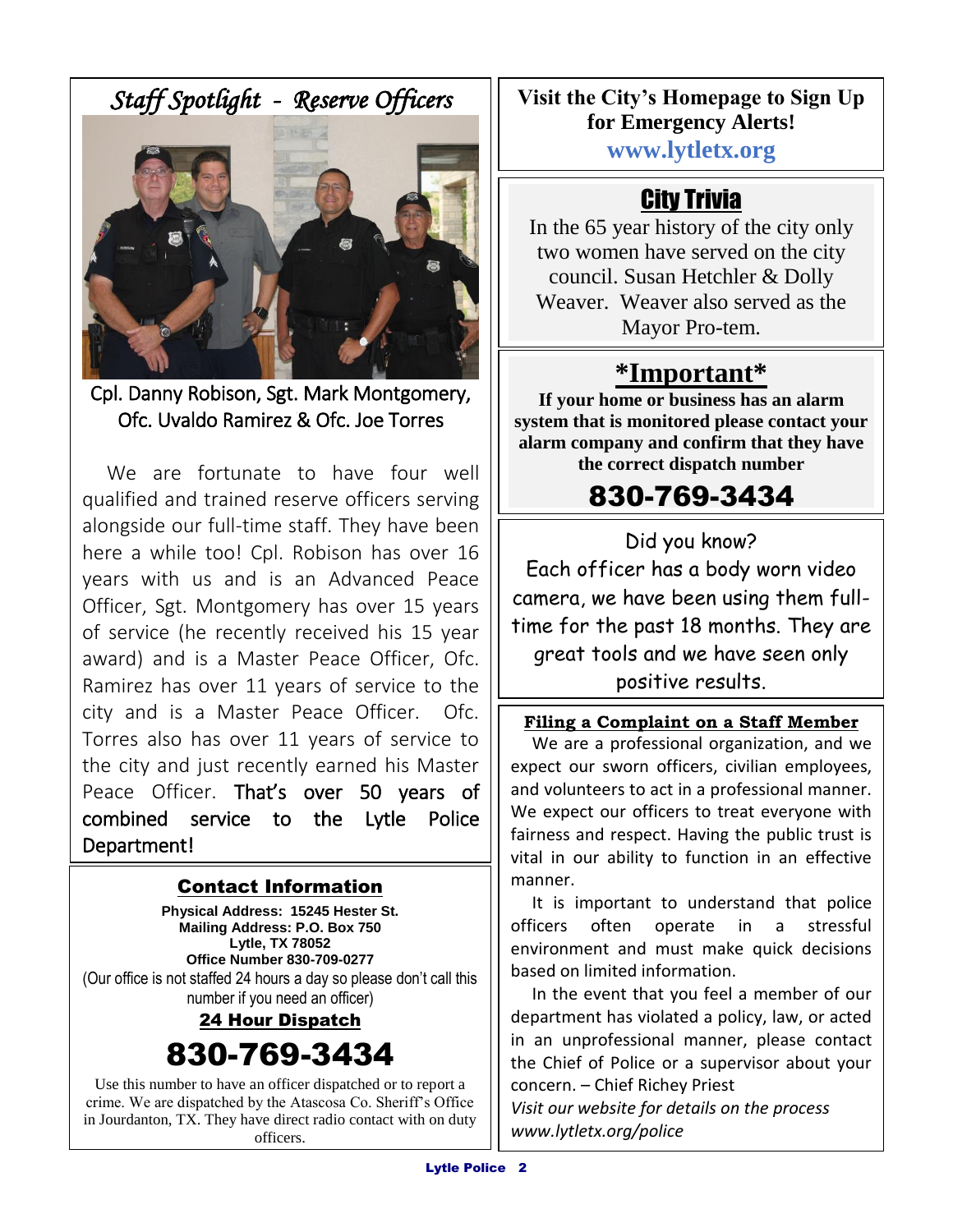## *Staff Spotlight - Reserve Officers*

Cpl. Danny Robison, Sgt. Mark Montgomery, Ofc. Uvaldo Ramirez & Ofc. Joe Torres

We are fortunate to have four well qualified and trained reserve officers serving alongside our full-time staff. They have been here a while too! Cpl. Robison has over 16 years with us and is an Advanced Peace Officer, Sgt. Montgomery has over 15 years of service (he recently received his 15 year award) and is a Master Peace Officer, Ofc. Ramirez has over 11 years of service to the city and is a Master Peace Officer. Ofc. Torres also has over 11 years of service to the city and just recently earned his Master Peace Officer. That's over 50 years of combined service to the Lytle Police Department!

## Contact Information

**Physical Address: 15245 Hester St.**
**Mailing Address: P.O. Box 750**
**Lytle, TX 78052**
**Office Number 830-709-0277**

(Our office is not staffed 24 hours a day so please don't call this number if you need an officer)

**24 Hour Dispatch**

# 830-769-3434

Use this number to have an officer dispatched or to report a crime. We are dispatched by the Atascosa Co. Sheriff's Office in Jourdanton, TX. They have direct radio contact with on duty officers.

**Visit the City's Homepage to Sign Up for Emergency Alerts!**
**www.lytletx.org**

## City Trivia

In the 65 year history of the city only two women have served on the city council. Susan Hetchler & Dolly Weaver. Weaver also served as the Mayor Pro-tem.

## *Important*

**If your home or business has an alarm system that is monitored please contact your alarm company and confirm that they have the correct dispatch number**

# 830-769-3434

Did you know?
Each officer has a body worn video camera, we have been using them full-time for the past 18 months. They are great tools and we have seen only positive results.

### Filing a Complaint on a Staff Member

We are a professional organization, and we expect our sworn officers, civilian employees, and volunteers to act in a professional manner. We expect our officers to treat everyone with fairness and respect. Having the public trust is vital in our ability to function in an effective manner.

It is important to understand that police officers often operate in a stressful environment and must make quick decisions based on limited information.

In the event that you feel a member of our department has violated a policy, law, or acted in an unprofessional manner, please contact the Chief of Police or a supervisor about your concern. – Chief Richey Priest

*Visit our website for details on the process www.lytletx.org/police*